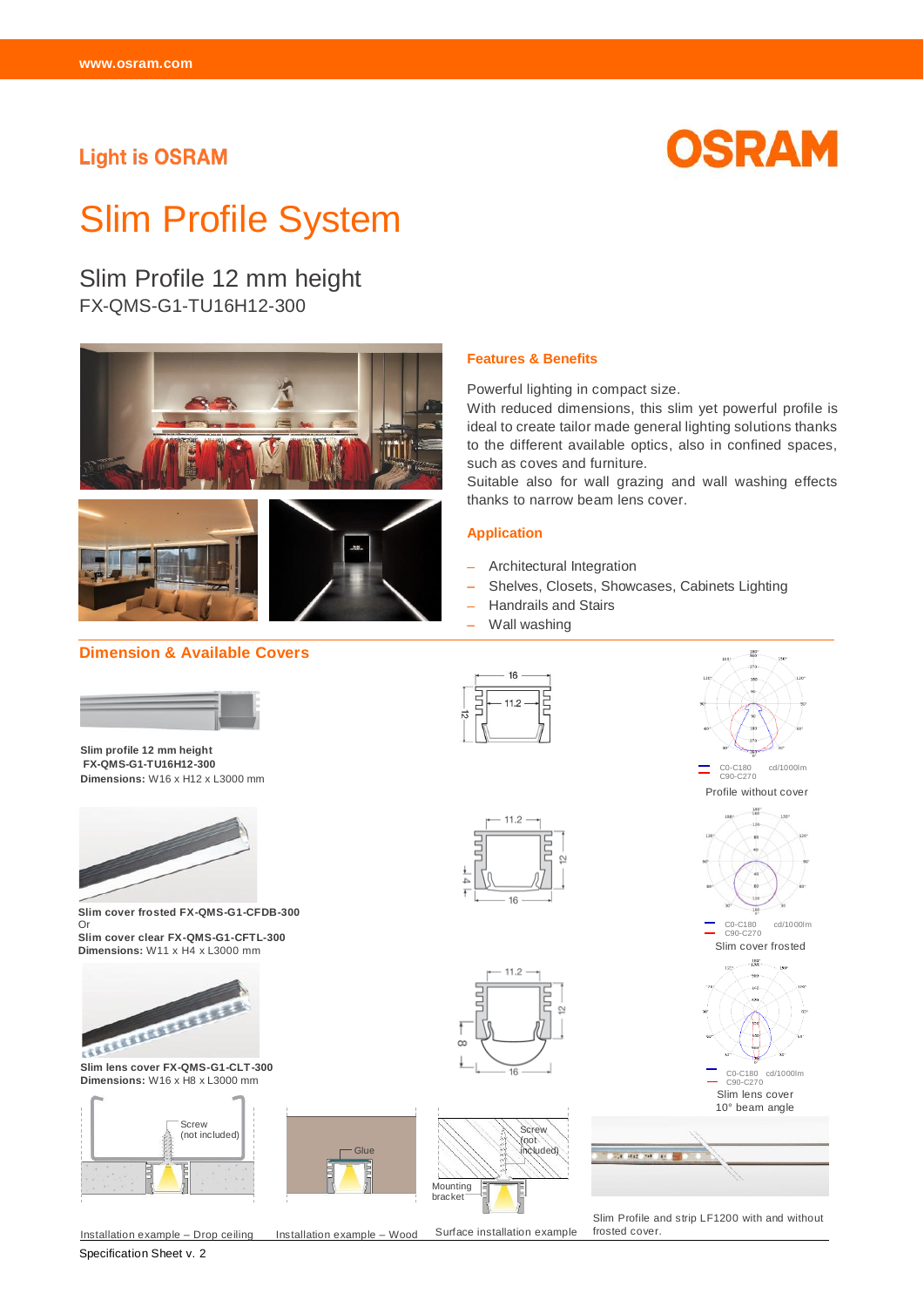Light is OSRAM

OSRAM

# Slim Profile System

## Slim Profile 12 mm height
FX-QMS-G1-TU16H12-300

### Features & Benefits

Powerful lighting in compact size.
With reduced dimensions, this slim yet powerful profile is ideal to create tailor made general lighting solutions thanks to the different available optics, also in confined spaces, such as coves and furniture.
Suitable also for wall grazing and wall washing effects thanks to narrow beam lens cover.

### Application

- Architectural Integration
- Shelves, Closets, Showcases, Cabinets Lighting
- Handrails and Stairs
- Wall washing

### Dimension & Available Covers

**Slim profile 12 mm height**
**FX-QMS-G1-TU16H12-300**
**Dimensions:** W16 x H12 x L3000 mm

**Slim cover frosted FX-QMS-G1-CFDB-300**
Or
**Slim cover clear FX-QMS-G1-CFTL-300**
**Dimensions:** W11 x H4 x L3000 mm

**Slim lens cover FX-QMS-G1-CLT-300**
**Dimensions:** W16 x H8 x L3000 mm

C0-C180 cd/1000lm
C90-C270

Profile without cover

C0-C180 cd/1000lm
C90-C270

Slim cover frosted

C0-C180 cd/1000lm
C90-C270

Slim lens cover
10° beam angle

Installation example – Drop ceiling (Screw (not included))

Installation example – Wood (Glue)

Surface installation example (Screw (not included), Mounting bracket)

Slim Profile and strip LF1200 with and without frosted cover.

Specification Sheet v. 2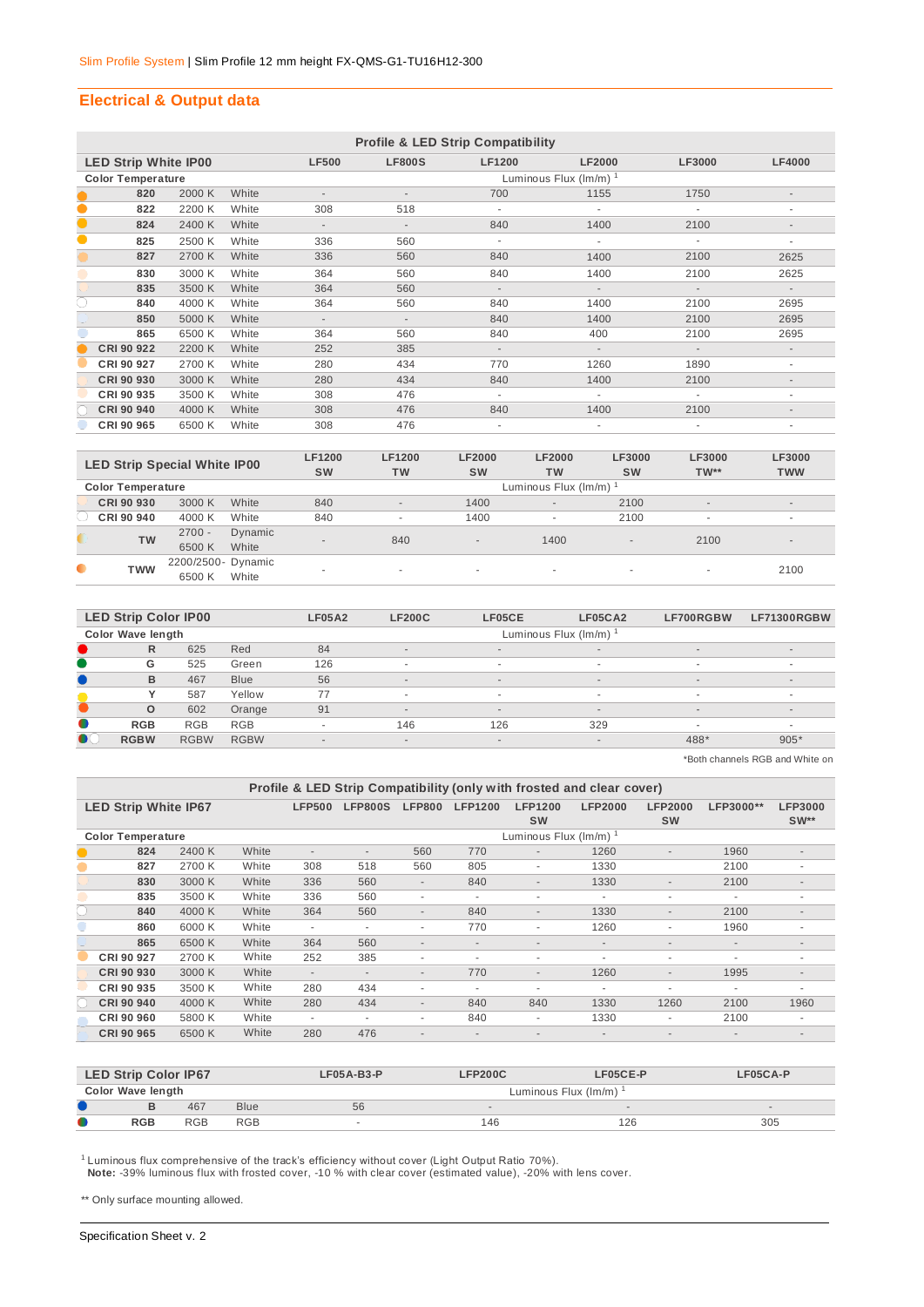Slim Profile System | Slim Profile 12 mm height FX-QMS-G1-TU16H12-300

## Electrical & Output data

**Profile & LED Strip Compatibility**

| LED Strip White IP00 | | | LF500 | LF800S | LF1200 | LF2000 | LF3000 | LF4000 |
|---|---|---|---|---|---|---|---|---|
| Color Temperature | | | Luminous Flux (lm/m) [1] | | | | | |
| 820 | 2000 K | White | - | - | 700 | 1155 | 1750 | - |
| 822 | 2200 K | White | 308 | 518 | - | - | - | - |
| 824 | 2400 K | White | - | - | 840 | 1400 | 2100 | - |
| 825 | 2500 K | White | 336 | 560 | - | - | - | - |
| 827 | 2700 K | White | 336 | 560 | 840 | 1400 | 2100 | 2625 |
| 830 | 3000 K | White | 364 | 560 | 840 | 1400 | 2100 | 2625 |
| 835 | 3500 K | White | 364 | 560 | - | - | - | - |
| 840 | 4000 K | White | 364 | 560 | 840 | 1400 | 2100 | 2695 |
| 850 | 5000 K | White | - | - | 840 | 1400 | 2100 | 2695 |
| 865 | 6500 K | White | 364 | 560 | 840 | 400 | 2100 | 2695 |
| CRI 90 922 | 2200 K | White | 252 | 385 | - | - | - | - |
| CRI 90 927 | 2700 K | White | 280 | 434 | 770 | 1260 | 1890 | - |
| CRI 90 930 | 3000 K | White | 280 | 434 | 840 | 1400 | 2100 | - |
| CRI 90 935 | 3500 K | White | 308 | 476 | - | - | - | - |
| CRI 90 940 | 4000 K | White | 308 | 476 | 840 | 1400 | 2100 | - |
| CRI 90 965 | 6500 K | White | 308 | 476 | - | - | - | - |

| LED Strip Special White IP00 | | | LF1200 SW | LF1200 TW | LF2000 SW | LF2000 TW | LF3000 SW | LF3000 TW** | LF3000 TWW |
|---|---|---|---|---|---|---|---|---|---|
| Color Temperature | | | Luminous Flux (lm/m) [1] | | | | | | |
| CRI 90 930 | 3000 K | White | 840 | - | 1400 | - | 2100 | - | - |
| CRI 90 940 | 4000 K | White | 840 | - | 1400 | - | 2100 | - | - |
| TW | 2700 - 6500 K | Dynamic White | - | 840 | - | 1400 | - | 2100 | - |
| TWW | 2200/2500- 6500 K | Dynamic White | - | - | - | - | - | - | 2100 |

| LED Strip Color IP00 | | | LF05A2 | LF200C | LF05CE | LF05CA2 | LF700RGBW | LF71300RGBW |
|---|---|---|---|---|---|---|---|---|
| Color Wave length | | | Luminous Flux (lm/m) [1] | | | | | |
| R | 625 | Red | 84 | - | - | - | - | - |
| G | 525 | Green | 126 | - | - | - | - | - |
| B | 467 | Blue | 56 | - | - | - | - | - |
| Y | 587 | Yellow | 77 | - | - | - | - | - |
| O | 602 | Orange | 91 | - | - | - | - | - |
| RGB | RGB | RGB | - | 146 | 126 | 329 | - | - |
| RGBW | RGBW | RGBW | - | - | - | - | 488* | 905* |

*Both channels RGB and White on

**Profile & LED Strip Compatibility (only with frosted and clear cover)**

| LED Strip White IP67 | | | LFP500 | LFP800S | LFP800 | LFP1200 | LFP1200 SW | LFP2000 | LFP2000 SW | LFP3000** | LFP3000 SW** |
|---|---|---|---|---|---|---|---|---|---|---|---|
| Color Temperature | | | Luminous Flux (lm/m) [1] | | | | | | | | |
| 824 | 2400 K | White | - | - | 560 | 770 | - | 1260 | - | 1960 | - |
| 827 | 2700 K | White | 308 | 518 | 560 | 805 | - | 1330 | | 2100 | - |
| 830 | 3000 K | White | 336 | 560 | - | 840 | - | 1330 | - | 2100 | - |
| 835 | 3500 K | White | 336 | 560 | - | - | - | - | - | - | - |
| 840 | 4000 K | White | 364 | 560 | - | 840 | - | 1330 | - | 2100 | - |
| 860 | 6000 K | White | - | - | - | 770 | - | 1260 | - | 1960 | - |
| 865 | 6500 K | White | 364 | 560 | - | - | - | - | - | - | - |
| CRI 90 927 | 2700 K | White | 252 | 385 | - | - | - | - | - | - | - |
| CRI 90 930 | 3000 K | White | - | - | - | 770 | - | 1260 | - | 1995 | - |
| CRI 90 935 | 3500 K | White | 280 | 434 | - | - | - | - | - | - | - |
| CRI 90 940 | 4000 K | White | 280 | 434 | - | 840 | 840 | 1330 | 1260 | 2100 | 1960 |
| CRI 90 960 | 5800 K | White | - | - | - | 840 | - | 1330 | - | 2100 | - |
| CRI 90 965 | 6500 K | White | 280 | 476 | - | - | - | - | - | - | - |

| LED Strip Color IP67 | | | LF05A-B3-P | LFP200C | LF05CE-P | LF05CA-P |
|---|---|---|---|---|---|---|
| Color Wave length | | | Luminous Flux (lm/m) [1] | | | |
| B | 467 | Blue | 56 | - | - | - |
| RGB | RGB | RGB | - | 146 | 126 | 305 |

[1] Luminous flux comprehensive of the track's efficiency without cover (Light Output Ratio 70%).
**Note:** -39% luminous flux with frosted cover, -10 % with clear cover (estimated value), -20% with lens cover.

** Only surface mounting allowed.

Specification Sheet v. 2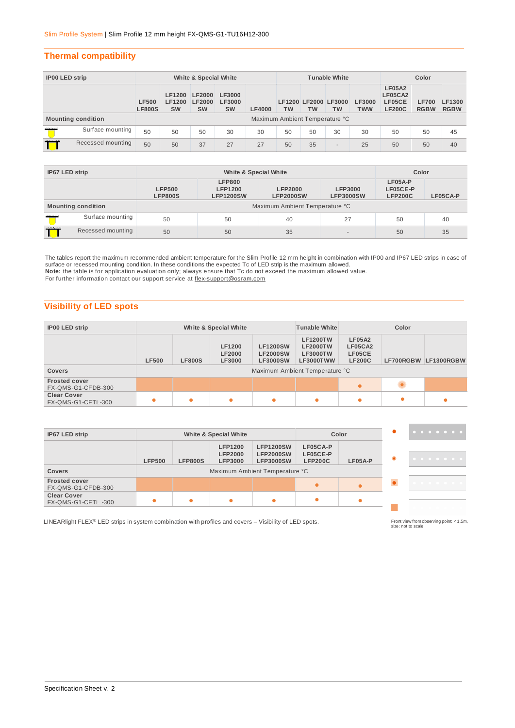Slim Profile System | Slim Profile 12 mm height FX-QMS-G1-TU16H12-300

## Thermal compatibility

| IP00 LED strip | White & Special White | | | | | Tunable White | | | | Color | | |
|---|---|---|---|---|---|---|---|---|---|---|---|---|
| | LF500 LF800S | LF1200 LF1200 SW | LF2000 LF2000 SW | LF3000 LF3000 SW | LF4000 | LF1200 TW | LF2000 TW | LF3000 TW | LF3000 TWW | LF05A2 LF05CA2 LF05CE LF200C | LF700 RGBW | LF1300 RGBW |
| **Mounting condition** | Maximum Ambient Temperature °C | | | | | | | | | | | |
| Surface mounting | 50 | 50 | 50 | 30 | 30 | 50 | 50 | 30 | 30 | 50 | 50 | 45 |
| Recessed mounting | 50 | 50 | 37 | 27 | 27 | 50 | 35 | - | 25 | 50 | 50 | 40 |

| IP67 LED strip | White & Special White | | | | Color | |
|---|---|---|---|---|---|---|
| | LFP500 LFP800S | LFP800 LFP1200 LFP1200SW | LFP2000 LFP2000SW | LFP3000 LFP3000SW | LF05A-P LF05CE-P LFP200C | LF05CA-P |
| **Mounting condition** | Maximum Ambient Temperature °C | | | | | |
| Surface mounting | 50 | 50 | 40 | 27 | 50 | 40 |
| Recessed mounting | 50 | 50 | 35 | - | 50 | 35 |

The tables report the maximum recommended ambient temperature for the Slim Profile 12 mm height in combination with IP00 and IP67 LED strips in case of surface or recessed mounting condition. In these conditions the expected Tc of LED strip is the maximum allowed.
**Note:** the table is for application evaluation only; always ensure that Tc do not exceed the maximum allowed value.
For further information contact our support service at flex-support@osram.com

## Visibility of LED spots

| IP00 LED strip | White & Special White | | | | Tunable White | Color | | |
|---|---|---|---|---|---|---|---|---|
| | LF500 | LF800S | LF1200 LF2000 LF3000 | LF1200SW LF2000SW LF3000SW | LF1200TW LF2000TW LF3000TW LF3000TWW | LF05A2 LF05CA2 LF05CE LF200C | LF700RGBW | LF1300RGBW |
| **Covers** | Maximum Ambient Temperature °C | | | | | | | |
| **Frosted cover** FX-QMS-G1-CFDB-300 | ■ | ■ | ■ | ■ | ■ | ● (light) | ◉ | ■ |
| **Clear Cover** FX-QMS-G1-CFTL-300 | ● | ● | ● | ● | ● | ● | ● | ● |

| IP67 LED strip | White & Special White | | | | Color | |
|---|---|---|---|---|---|---|
| | LFP500 | LFP800S | LFP1200 LFP2000 LFP3000 | LFP1200SW LFP2000SW LFP3000SW | LF05CA-P LF05CE-P LFP200C | LF05A-P |
| **Covers** | Maximum Ambient Temperature °C | | | | | |
| **Frosted cover** FX-QMS-G1-CFDB-300 | ■ | ■ | ■ | ■ | ● (light) | ● (light) |
| **Clear Cover** FX-QMS-G1-CFTL -300 | ● | ● | ● | ● | ● | ● |

LINEARlight FLEX® LED strips in system combination with profiles and covers – Visibility of LED spots.

Front view from observing point: < 1.5m, size: not to scale

Specification Sheet v. 2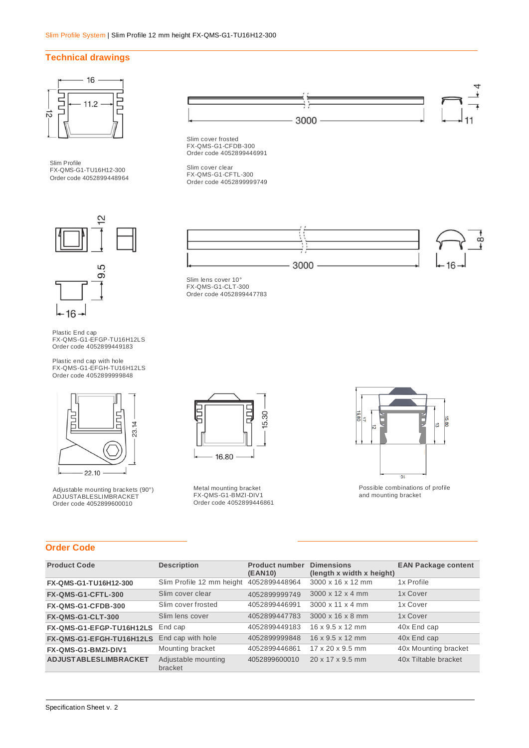Slim Profile System | Slim Profile 12 mm height FX-QMS-G1-TU16H12-300

## Technical drawings

Slim Profile
FX-QMS-G1-TU16H12-300
Order code 4052899448964

Slim cover frosted
FX-QMS-G1-CFDB-300
Order code 4052899446991

Slim cover clear
FX-QMS-G1-CFTL-300
Order code 4052899999749

Slim lens cover 10°
FX-QMS-G1-CLT-300
Order code 4052899447783

Plastic End cap
FX-QMS-G1-EFGP-TU16H12LS
Order code 4052899449183

Plastic end cap with hole
FX-QMS-G1-EFGH-TU16H12LS
Order code 4052899999848

Adjustable mounting brackets (90°)
ADJUSTABLESLIMBRACKET
Order code 4052899600010

Metal mounting bracket
FX-QMS-G1-BMZI-DIV1
Order code 4052899446861

Possible combinations of profile and mounting bracket

## Order Code

| Product Code | Description | Product number (EAN10) | Dimensions (length x width x height) | EAN Package content |
|---|---|---|---|---|
| **FX-QMS-G1-TU16H12-300** | Slim Profile 12 mm height | 4052899448964 | 3000 x 16 x 12 mm | 1x Profile |
| **FX-QMS-G1-CFTL-300** | Slim cover clear | 4052899999749 | 3000 x 12 x 4 mm | 1x Cover |
| **FX-QMS-G1-CFDB-300** | Slim cover frosted | 4052899446991 | 3000 x 11 x 4 mm | 1x Cover |
| **FX-QMS-G1-CLT-300** | Slim lens cover | 4052899447783 | 3000 x 16 x 8 mm | 1x Cover |
| **FX-QMS-G1-EFGP-TU16H12LS** | End cap | 4052899449183 | 16 x 9.5 x 12 mm | 40x End cap |
| **FX-QMS-G1-EFGH-TU16H12LS** | End cap with hole | 4052899999848 | 16 x 9.5 x 12 mm | 40x End cap |
| **FX-QMS-G1-BMZI-DIV1** | Mounting bracket | 4052899446861 | 17 x 20 x 9.5 mm | 40x Mounting bracket |
| **ADJUSTABLESLIMBRACKET** | Adjustable mounting bracket | 4052899600010 | 20 x 17 x 9.5 mm | 40x Tiltable bracket |

Specification Sheet v. 2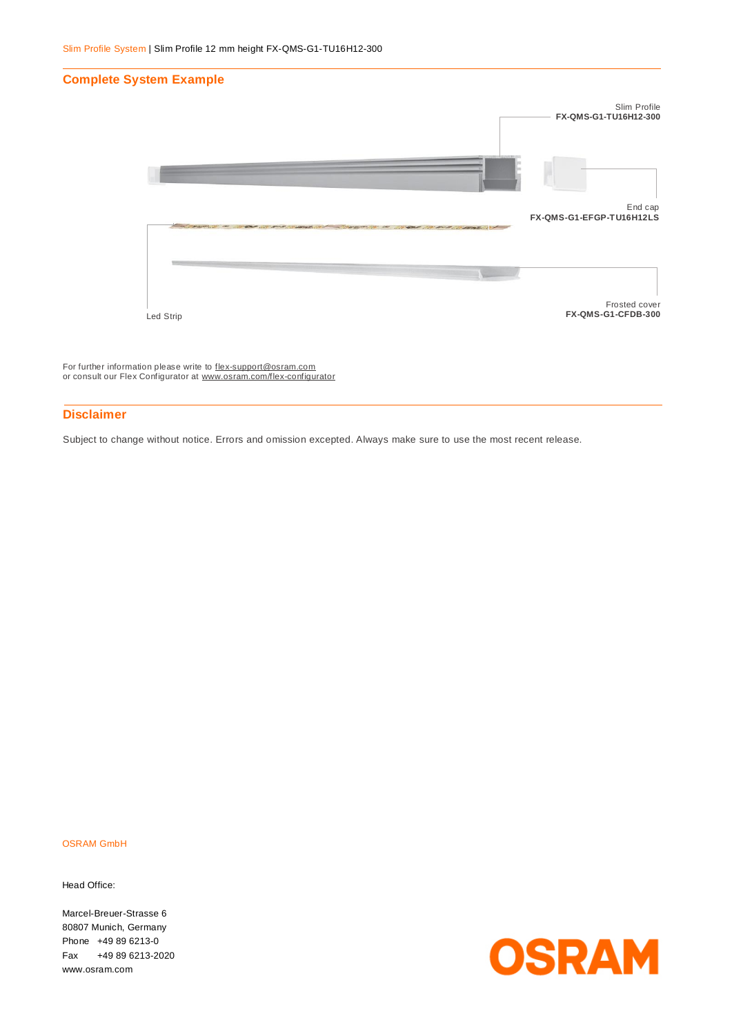## Complete System Example

Slim Profile
**FX-QMS-G1-TU16H12-300**

End cap
**FX-QMS-G1-EFGP-TU16H12LS**

Frosted cover
**FX-QMS-G1-CFDB-300**

Led Strip

For further information please write to flex-support@osram.com
or consult our Flex Configurator at www.osram.com/flex-configurator

## Disclaimer

Subject to change without notice. Errors and omission excepted. Always make sure to use the most recent release.

OSRAM GmbH

Head Office:

Marcel-Breuer-Strasse 6
80807 Munich, Germany
Phone +49 89 6213-0
Fax +49 89 6213-2020
www.osram.com

OSRAM